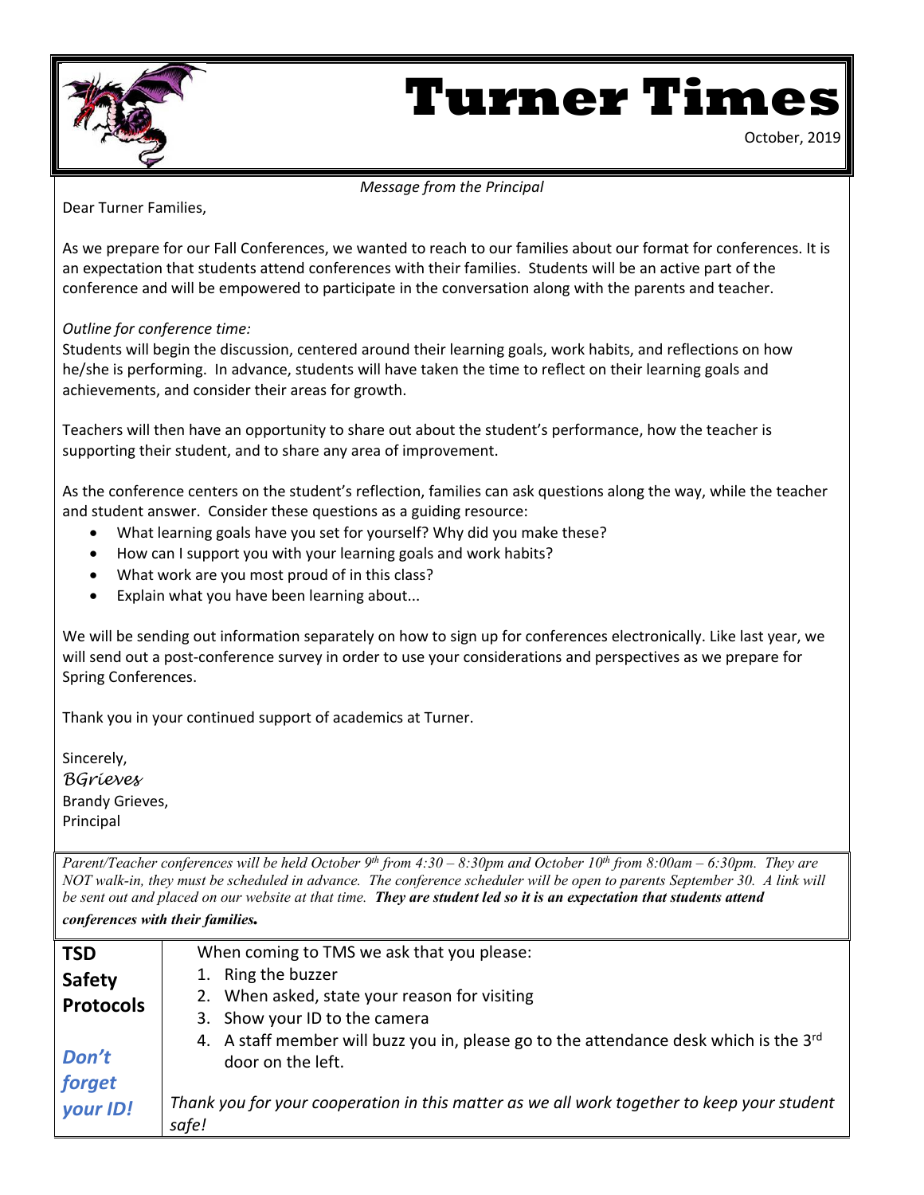# Turner Times

October, 2019

*Message from the Principal*

Dear Turner Families,

As we prepare for our Fall Conferences, we wanted to reach to our families about our format for conferences. It is an expectation that students attend conferences with their families. Students will be an active part of the conference and will be empowered to participate in the conversation along with the parents and teacher.

*Outline for conference time:*
Students will begin the discussion, centered around their learning goals, work habits, and reflections on how he/she is performing. In advance, students will have taken the time to reflect on their learning goals and achievements, and consider their areas for growth.

Teachers will then have an opportunity to share out about the student's performance, how the teacher is supporting their student, and to share any area of improvement.

As the conference centers on the student's reflection, families can ask questions along the way, while the teacher and student answer. Consider these questions as a guiding resource:

- What learning goals have you set for yourself? Why did you make these?
- How can I support you with your learning goals and work habits?
- What work are you most proud of in this class?
- Explain what you have been learning about...

We will be sending out information separately on how to sign up for conferences electronically. Like last year, we will send out a post-conference survey in order to use your considerations and perspectives as we prepare for Spring Conferences.

Thank you in your continued support of academics at Turner.

Sincerely,
*BGrieves*
Brandy Grieves,
Principal

*Parent/Teacher conferences will be held October 9th from 4:30 – 8:30pm and October 10th from 8:00am – 6:30pm. They are NOT walk-in, they must be scheduled in advance. The conference scheduler will be open to parents September 30. A link will be sent out and placed on our website at that time.* ***They are student led so it is an expectation that students attend conferences with their families.***

| **TSD Safety Protocols**<br><br>***Don't forget your ID!*** | When coming to TMS we ask that you please:<br>1. Ring the buzzer<br>2. When asked, state your reason for visiting<br>3. Show your ID to the camera<br>4. A staff member will buzz you in, please go to the attendance desk which is the 3rd door on the left.<br><br>*Thank you for your cooperation in this matter as we all work together to keep your student safe!* |
|---|---|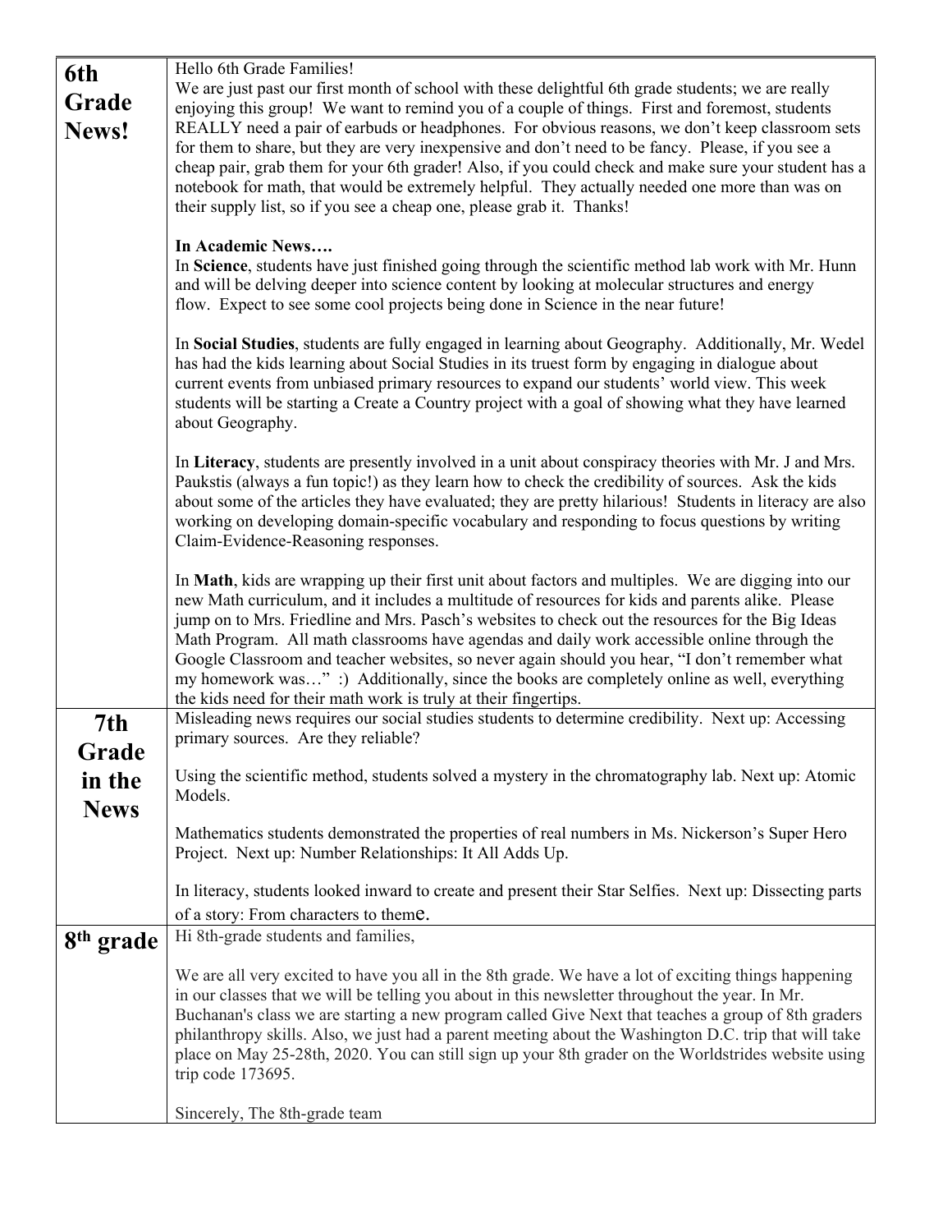| | |
|---|---|
| **6th Grade News!** | Hello 6th Grade Families!<br>We are just past our first month of school with these delightful 6th grade students; we are really enjoying this group! We want to remind you of a couple of things. First and foremost, students REALLY need a pair of earbuds or headphones. For obvious reasons, we don't keep classroom sets for them to share, but they are very inexpensive and don't need to be fancy. Please, if you see a cheap pair, grab them for your 6th grader! Also, if you could check and make sure your student has a notebook for math, that would be extremely helpful. They actually needed one more than was on their supply list, so if you see a cheap one, please grab it. Thanks!<br><br>**In Academic News….**<br>In **Science**, students have just finished going through the scientific method lab work with Mr. Hunn and will be delving deeper into science content by looking at molecular structures and energy flow. Expect to see some cool projects being done in Science in the near future!<br><br>In **Social Studies**, students are fully engaged in learning about Geography. Additionally, Mr. Wedel has had the kids learning about Social Studies in its truest form by engaging in dialogue about current events from unbiased primary resources to expand our students' world view. This week students will be starting a Create a Country project with a goal of showing what they have learned about Geography.<br><br>In **Literacy**, students are presently involved in a unit about conspiracy theories with Mr. J and Mrs. Paukstis (always a fun topic!) as they learn how to check the credibility of sources. Ask the kids about some of the articles they have evaluated; they are pretty hilarious! Students in literacy are also working on developing domain-specific vocabulary and responding to focus questions by writing Claim-Evidence-Reasoning responses.<br><br>In **Math**, kids are wrapping up their first unit about factors and multiples. We are digging into our new Math curriculum, and it includes a multitude of resources for kids and parents alike. Please jump on to Mrs. Friedline and Mrs. Pasch's websites to check out the resources for the Big Ideas Math Program. All math classrooms have agendas and daily work accessible online through the Google Classroom and teacher websites, so never again should you hear, "I don't remember what my homework was…" :) Additionally, since the books are completely online as well, everything the kids need for their math work is truly at their fingertips. |
| **7th Grade in the News** | Misleading news requires our social studies students to determine credibility. Next up: Accessing primary sources. Are they reliable?<br><br>Using the scientific method, students solved a mystery in the chromatography lab. Next up: Atomic Models.<br><br>Mathematics students demonstrated the properties of real numbers in Ms. Nickerson's Super Hero Project. Next up: Number Relationships: It All Adds Up.<br><br>In literacy, students looked inward to create and present their Star Selfies. Next up: Dissecting parts of a story: From characters to theme. |
| **8th grade** | Hi 8th-grade students and families,<br><br>We are all very excited to have you all in the 8th grade. We have a lot of exciting things happening in our classes that we will be telling you about in this newsletter throughout the year. In Mr. Buchanan's class we are starting a new program called Give Next that teaches a group of 8th graders philanthropy skills. Also, we just had a parent meeting about the Washington D.C. trip that will take place on May 25-28th, 2020. You can still sign up your 8th grader on the Worldstrides website using trip code 173695.<br><br>Sincerely, The 8th-grade team |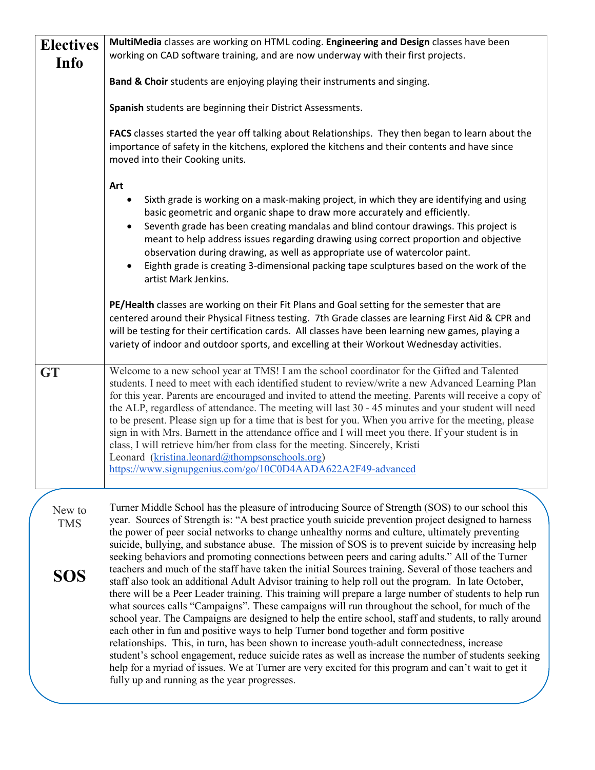## Electives Info

**MultiMedia** classes are working on HTML coding. **Engineering and Design** classes have been working on CAD software training, and are now underway with their first projects.

**Band & Choir** students are enjoying playing their instruments and singing.

**Spanish** students are beginning their District Assessments.

**FACS** classes started the year off talking about Relationships. They then began to learn about the importance of safety in the kitchens, explored the kitchens and their contents and have since moved into their Cooking units.

**Art**

- Sixth grade is working on a mask-making project, in which they are identifying and using basic geometric and organic shape to draw more accurately and efficiently.
- Seventh grade has been creating mandalas and blind contour drawings. This project is meant to help address issues regarding drawing using correct proportion and objective observation during drawing, as well as appropriate use of watercolor paint.
- Eighth grade is creating 3-dimensional packing tape sculptures based on the work of the artist Mark Jenkins.

**PE/Health** classes are working on their Fit Plans and Goal setting for the semester that are centered around their Physical Fitness testing. 7th Grade classes are learning First Aid & CPR and will be testing for their certification cards. All classes have been learning new games, playing a variety of indoor and outdoor sports, and excelling at their Workout Wednesday activities.

## GT

Welcome to a new school year at TMS! I am the school coordinator for the Gifted and Talented students. I need to meet with each identified student to review/write a new Advanced Learning Plan for this year. Parents are encouraged and invited to attend the meeting. Parents will receive a copy of the ALP, regardless of attendance. The meeting will last 30 - 45 minutes and your student will need to be present. Please sign up for a time that is best for you. When you arrive for the meeting, please sign in with Mrs. Barnett in the attendance office and I will meet you there. If your student is in class, I will retrieve him/her from class for the meeting. Sincerely, Kristi Leonard (kristina.leonard@thompsonschools.org)
https://www.signupgenius.com/go/10C0D4AADA622A2F49-advanced

## New to TMS

## SOS

Turner Middle School has the pleasure of introducing Source of Strength (SOS) to our school this year. Sources of Strength is: "A best practice youth suicide prevention project designed to harness the power of peer social networks to change unhealthy norms and culture, ultimately preventing suicide, bullying, and substance abuse. The mission of SOS is to prevent suicide by increasing help seeking behaviors and promoting connections between peers and caring adults." All of the Turner teachers and much of the staff have taken the initial Sources training. Several of those teachers and staff also took an additional Adult Advisor training to help roll out the program. In late October, there will be a Peer Leader training. This training will prepare a large number of students to help run what sources calls "Campaigns". These campaigns will run throughout the school, for much of the school year. The Campaigns are designed to help the entire school, staff and students, to rally around each other in fun and positive ways to help Turner bond together and form positive relationships. This, in turn, has been shown to increase youth-adult connectedness, increase student's school engagement, reduce suicide rates as well as increase the number of students seeking help for a myriad of issues. We at Turner are very excited for this program and can't wait to get it fully up and running as the year progresses.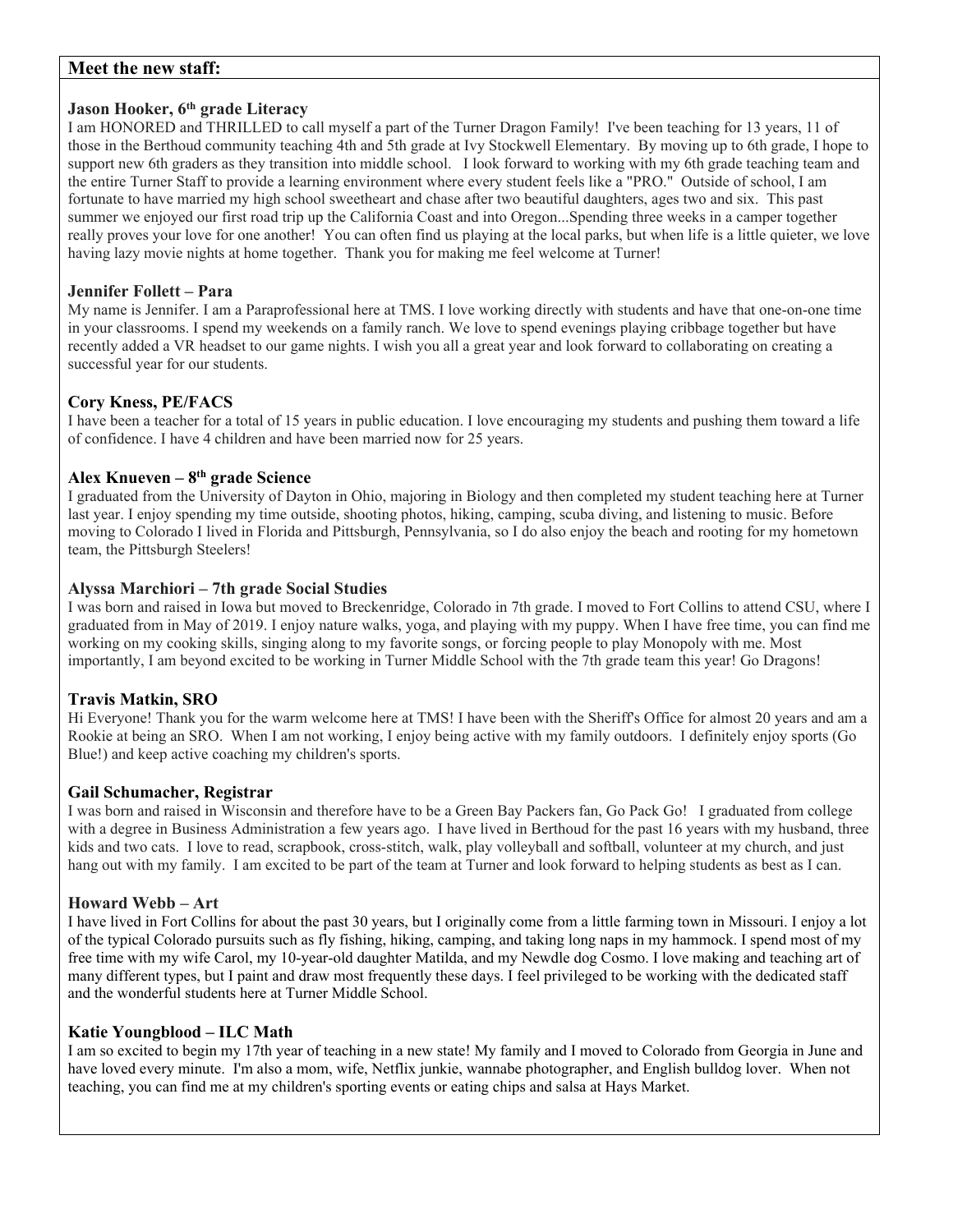## Meet the new staff:

### Jason Hooker, 6th grade Literacy

I am HONORED and THRILLED to call myself a part of the Turner Dragon Family! I've been teaching for 13 years, 11 of those in the Berthoud community teaching 4th and 5th grade at Ivy Stockwell Elementary. By moving up to 6th grade, I hope to support new 6th graders as they transition into middle school. I look forward to working with my 6th grade teaching team and the entire Turner Staff to provide a learning environment where every student feels like a "PRO." Outside of school, I am fortunate to have married my high school sweetheart and chase after two beautiful daughters, ages two and six. This past summer we enjoyed our first road trip up the California Coast and into Oregon...Spending three weeks in a camper together really proves your love for one another! You can often find us playing at the local parks, but when life is a little quieter, we love having lazy movie nights at home together. Thank you for making me feel welcome at Turner!

### Jennifer Follett – Para

My name is Jennifer. I am a Paraprofessional here at TMS. I love working directly with students and have that one-on-one time in your classrooms. I spend my weekends on a family ranch. We love to spend evenings playing cribbage together but have recently added a VR headset to our game nights. I wish you all a great year and look forward to collaborating on creating a successful year for our students.

### Cory Kness, PE/FACS

I have been a teacher for a total of 15 years in public education. I love encouraging my students and pushing them toward a life of confidence. I have 4 children and have been married now for 25 years.

### Alex Knueven – 8th grade Science

I graduated from the University of Dayton in Ohio, majoring in Biology and then completed my student teaching here at Turner last year. I enjoy spending my time outside, shooting photos, hiking, camping, scuba diving, and listening to music. Before moving to Colorado I lived in Florida and Pittsburgh, Pennsylvania, so I do also enjoy the beach and rooting for my hometown team, the Pittsburgh Steelers!

### Alyssa Marchiori – 7th grade Social Studies

I was born and raised in Iowa but moved to Breckenridge, Colorado in 7th grade. I moved to Fort Collins to attend CSU, where I graduated from in May of 2019. I enjoy nature walks, yoga, and playing with my puppy. When I have free time, you can find me working on my cooking skills, singing along to my favorite songs, or forcing people to play Monopoly with me. Most importantly, I am beyond excited to be working in Turner Middle School with the 7th grade team this year! Go Dragons!

### Travis Matkin, SRO

Hi Everyone! Thank you for the warm welcome here at TMS! I have been with the Sheriff's Office for almost 20 years and am a Rookie at being an SRO. When I am not working, I enjoy being active with my family outdoors. I definitely enjoy sports (Go Blue!) and keep active coaching my children's sports.

### Gail Schumacher, Registrar

I was born and raised in Wisconsin and therefore have to be a Green Bay Packers fan, Go Pack Go! I graduated from college with a degree in Business Administration a few years ago. I have lived in Berthoud for the past 16 years with my husband, three kids and two cats. I love to read, scrapbook, cross-stitch, walk, play volleyball and softball, volunteer at my church, and just hang out with my family. I am excited to be part of the team at Turner and look forward to helping students as best as I can.

### Howard Webb – Art

I have lived in Fort Collins for about the past 30 years, but I originally come from a little farming town in Missouri. I enjoy a lot of the typical Colorado pursuits such as fly fishing, hiking, camping, and taking long naps in my hammock. I spend most of my free time with my wife Carol, my 10-year-old daughter Matilda, and my Newdle dog Cosmo. I love making and teaching art of many different types, but I paint and draw most frequently these days. I feel privileged to be working with the dedicated staff and the wonderful students here at Turner Middle School.

### Katie Youngblood – ILC Math

I am so excited to begin my 17th year of teaching in a new state! My family and I moved to Colorado from Georgia in June and have loved every minute. I'm also a mom, wife, Netflix junkie, wannabe photographer, and English bulldog lover. When not teaching, you can find me at my children's sporting events or eating chips and salsa at Hays Market.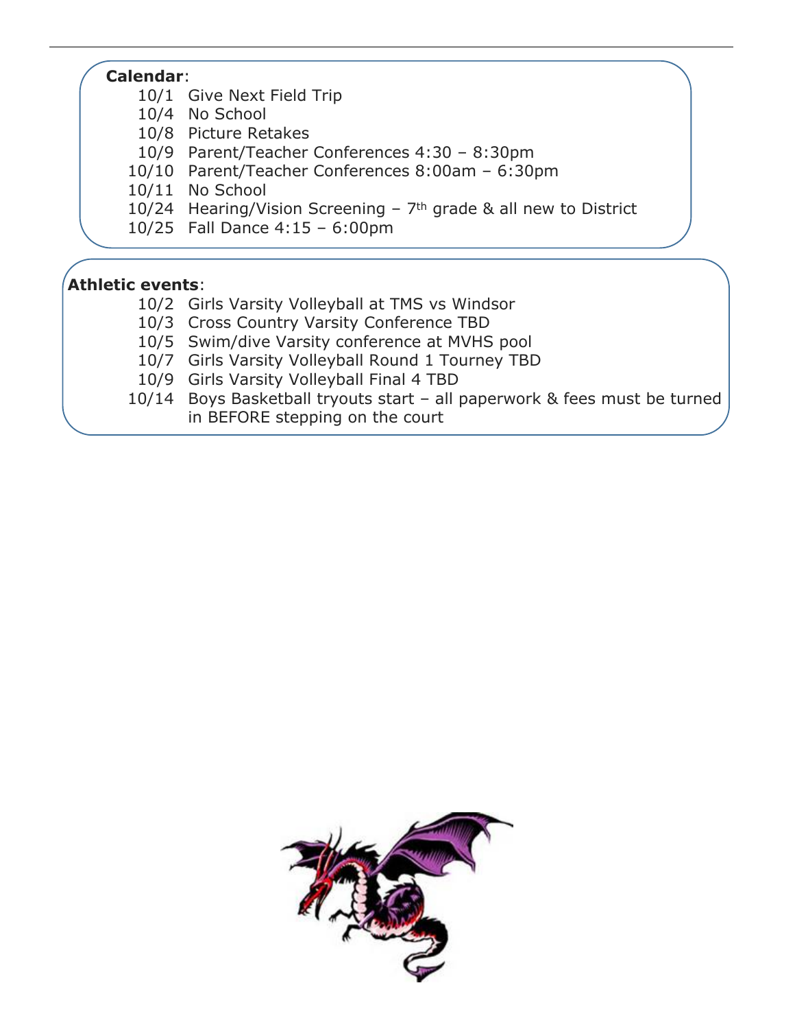**Calendar**:

- 10/1 Give Next Field Trip
- 10/4 No School
- 10/8 Picture Retakes
- 10/9 Parent/Teacher Conferences 4:30 – 8:30pm
- 10/10 Parent/Teacher Conferences 8:00am – 6:30pm
- 10/11 No School
- 10/24 Hearing/Vision Screening – 7th grade & all new to District
- 10/25 Fall Dance 4:15 – 6:00pm

**Athletic events**:

- 10/2 Girls Varsity Volleyball at TMS vs Windsor
- 10/3 Cross Country Varsity Conference TBD
- 10/5 Swim/dive Varsity conference at MVHS pool
- 10/7 Girls Varsity Volleyball Round 1 Tourney TBD
- 10/9 Girls Varsity Volleyball Final 4 TBD
- 10/14 Boys Basketball tryouts start – all paperwork & fees must be turned in BEFORE stepping on the court